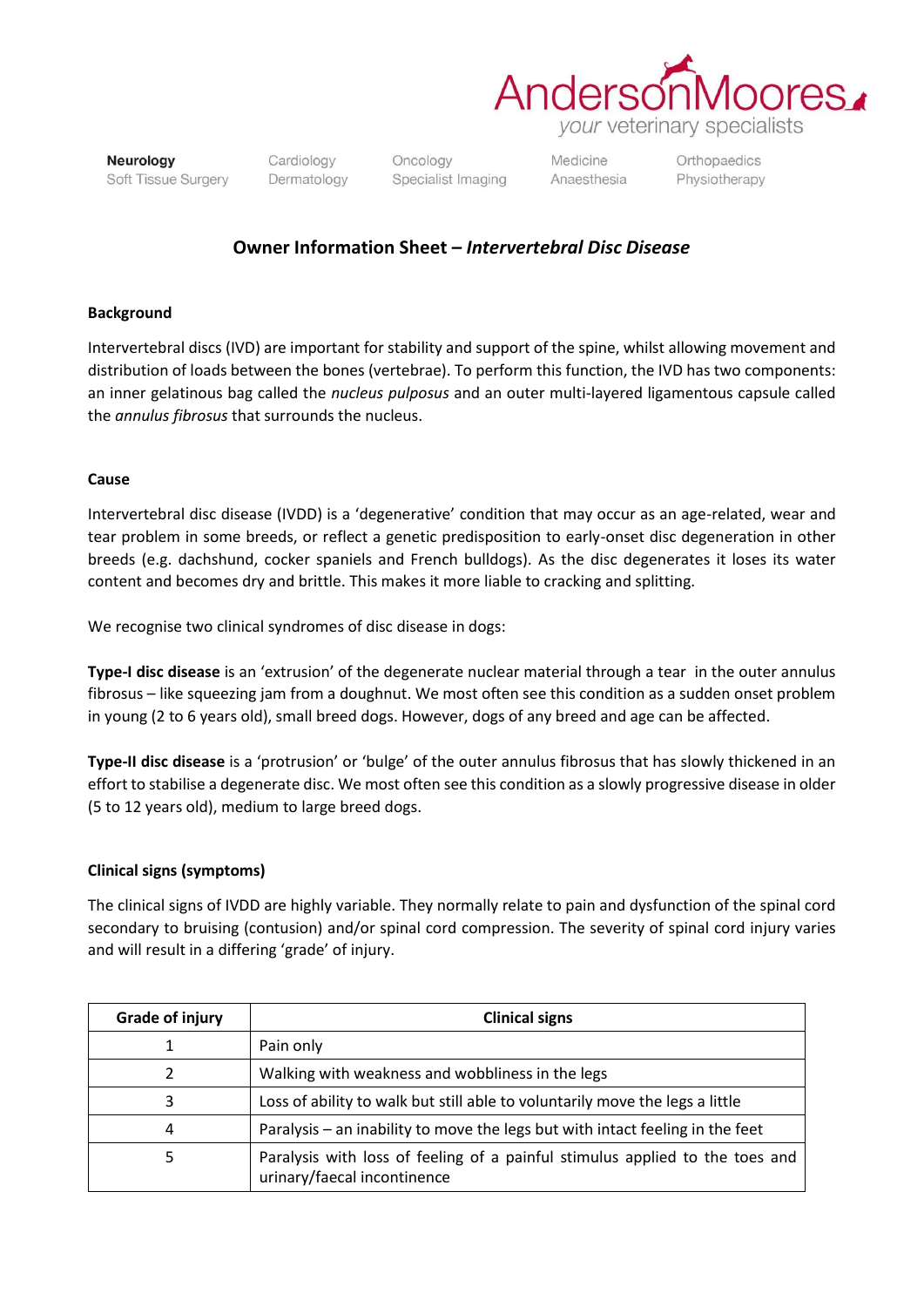AndersonMoores
your veterinary specialists

**Neurology** Soft Tissue Surgery | Cardiology Dermatology | Oncology Specialist Imaging | Medicine Anaesthesia | Orthopaedics Physiotherapy

# Owner Information Sheet – *Intervertebral Disc Disease*

## Background

Intervertebral discs (IVD) are important for stability and support of the spine, whilst allowing movement and distribution of loads between the bones (vertebrae). To perform this function, the IVD has two components: an inner gelatinous bag called the *nucleus pulposus* and an outer multi-layered ligamentous capsule called the *annulus fibrosus* that surrounds the nucleus.

## Cause

Intervertebral disc disease (IVDD) is a 'degenerative' condition that may occur as an age-related, wear and tear problem in some breeds, or reflect a genetic predisposition to early-onset disc degeneration in other breeds (e.g. dachshund, cocker spaniels and French bulldogs). As the disc degenerates it loses its water content and becomes dry and brittle. This makes it more liable to cracking and splitting.

We recognise two clinical syndromes of disc disease in dogs:

**Type-I disc disease** is an 'extrusion' of the degenerate nuclear material through a tear in the outer annulus fibrosus – like squeezing jam from a doughnut. We most often see this condition as a sudden onset problem in young (2 to 6 years old), small breed dogs. However, dogs of any breed and age can be affected.

**Type-II disc disease** is a 'protrusion' or 'bulge' of the outer annulus fibrosus that has slowly thickened in an effort to stabilise a degenerate disc. We most often see this condition as a slowly progressive disease in older (5 to 12 years old), medium to large breed dogs.

## Clinical signs (symptoms)

The clinical signs of IVDD are highly variable. They normally relate to pain and dysfunction of the spinal cord secondary to bruising (contusion) and/or spinal cord compression. The severity of spinal cord injury varies and will result in a differing 'grade' of injury.

| Grade of injury | Clinical signs |
| --- | --- |
| 1 | Pain only |
| 2 | Walking with weakness and wobbliness in the legs |
| 3 | Loss of ability to walk but still able to voluntarily move the legs a little |
| 4 | Paralysis – an inability to move the legs but with intact feeling in the feet |
| 5 | Paralysis with loss of feeling of a painful stimulus applied to the toes and urinary/faecal incontinence |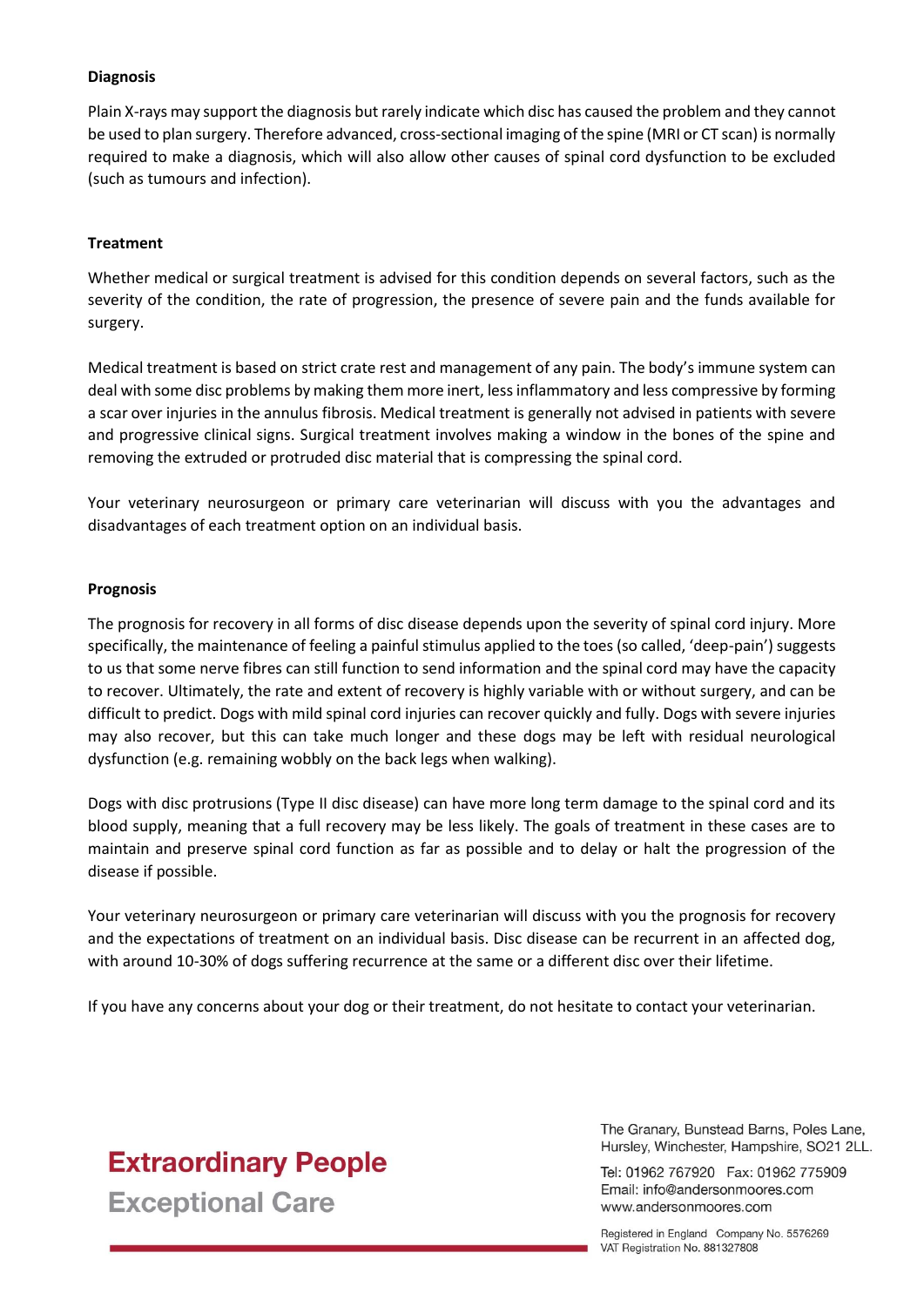**Diagnosis**

Plain X-rays may support the diagnosis but rarely indicate which disc has caused the problem and they cannot be used to plan surgery. Therefore advanced, cross-sectional imaging of the spine (MRI or CT scan) is normally required to make a diagnosis, which will also allow other causes of spinal cord dysfunction to be excluded (such as tumours and infection).

**Treatment**

Whether medical or surgical treatment is advised for this condition depends on several factors, such as the severity of the condition, the rate of progression, the presence of severe pain and the funds available for surgery.

Medical treatment is based on strict crate rest and management of any pain. The body's immune system can deal with some disc problems by making them more inert, less inflammatory and less compressive by forming a scar over injuries in the annulus fibrosis. Medical treatment is generally not advised in patients with severe and progressive clinical signs. Surgical treatment involves making a window in the bones of the spine and removing the extruded or protruded disc material that is compressing the spinal cord.

Your veterinary neurosurgeon or primary care veterinarian will discuss with you the advantages and disadvantages of each treatment option on an individual basis.

**Prognosis**

The prognosis for recovery in all forms of disc disease depends upon the severity of spinal cord injury. More specifically, the maintenance of feeling a painful stimulus applied to the toes (so called, 'deep-pain') suggests to us that some nerve fibres can still function to send information and the spinal cord may have the capacity to recover. Ultimately, the rate and extent of recovery is highly variable with or without surgery, and can be difficult to predict. Dogs with mild spinal cord injuries can recover quickly and fully. Dogs with severe injuries may also recover, but this can take much longer and these dogs may be left with residual neurological dysfunction (e.g. remaining wobbly on the back legs when walking).

Dogs with disc protrusions (Type II disc disease) can have more long term damage to the spinal cord and its blood supply, meaning that a full recovery may be less likely. The goals of treatment in these cases are to maintain and preserve spinal cord function as far as possible and to delay or halt the progression of the disease if possible.

Your veterinary neurosurgeon or primary care veterinarian will discuss with you the prognosis for recovery and the expectations of treatment on an individual basis. Disc disease can be recurrent in an affected dog, with around 10-30% of dogs suffering recurrence at the same or a different disc over their lifetime.

If you have any concerns about your dog or their treatment, do not hesitate to contact your veterinarian.

**Extraordinary People**
**Exceptional Care**

The Granary, Bunstead Barns, Poles Lane, Hursley, Winchester, Hampshire, SO21 2LL.

Tel: 01962 767920 Fax: 01962 775909
Email: info@andersonmoores.com
www.andersonmoores.com

Registered in England Company No. 5576269
VAT Registration No. 881327808